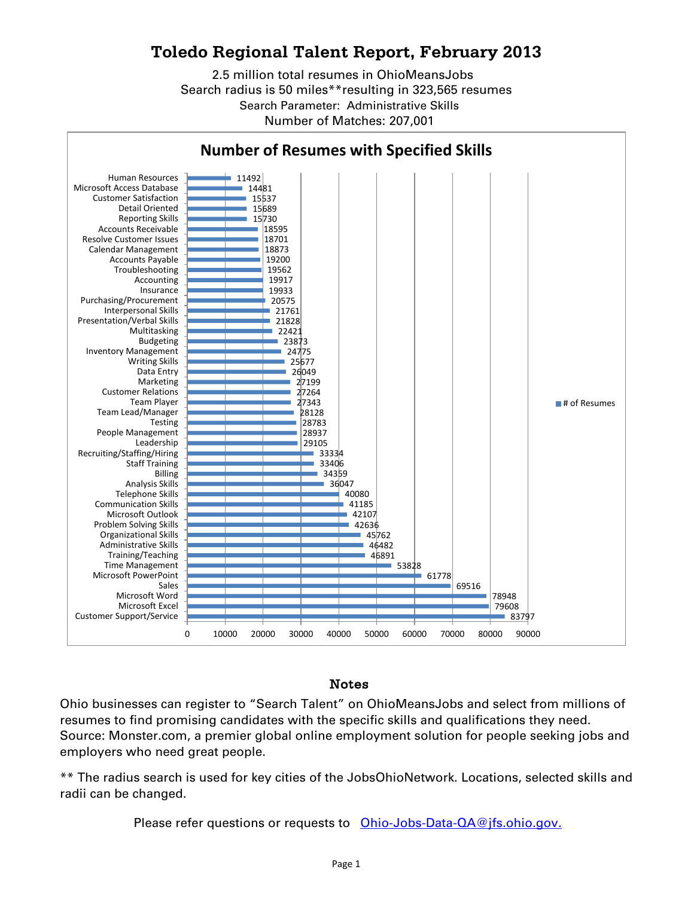# Toledo Regional Talent Report, February 2013

2.5 million total resumes in OhioMeansJobs
Search radius is 50 miles**resulting in 323,565 resumes
Search Parameter: Administrative Skills
Number of Matches: 207,001

## Number of Resumes with Specified Skills

| Skill | # of Resumes |
|---|---|
| Human Resources | 11492 |
| Microsoft Access Database | 14481 |
| Customer Satisfaction | 15537 |
| Detail Oriented | 15689 |
| Reporting Skills | 15730 |
| Accounts Receivable | 18595 |
| Resolve Customer Issues | 18701 |
| Calendar Management | 18873 |
| Accounts Payable | 19200 |
| Troubleshooting | 19562 |
| Accounting | 19917 |
| Insurance | 19933 |
| Purchasing/Procurement | 20575 |
| Interpersonal Skills | 21761 |
| Presentation/Verbal Skills | 21828 |
| Multitasking | 22421 |
| Budgeting | 23873 |
| Inventory Management | 24775 |
| Writing Skills | 25677 |
| Data Entry | 26049 |
| Marketing | 27199 |
| Customer Relations | 27264 |
| Team Player | 27343 |
| Team Lead/Manager | 28128 |
| Testing | 28783 |
| People Management | 28937 |
| Leadership | 29105 |
| Recruiting/Staffing/Hiring | 33334 |
| Staff Training | 33406 |
| Billing | 34359 |
| Analysis Skills | 36047 |
| Telephone Skills | 40080 |
| Communication Skills | 41185 |
| Microsoft Outlook | 42107 |
| Problem Solving Skills | 42636 |
| Organizational Skills | 45762 |
| Administrative Skills | 46482 |
| Training/Teaching | 46891 |
| Time Management | 53828 |
| Microsoft PowerPoint | 61778 |
| Sales | 69516 |
| Microsoft Word | 78948 |
| Microsoft Excel | 79608 |
| Customer Support/Service | 83797 |

### Notes

Ohio businesses can register to "Search Talent" on OhioMeansJobs and select from millions of resumes to find promising candidates with the specific skills and qualifications they need. Source: Monster.com, a premier global online employment solution for people seeking jobs and employers who need great people.

** The radius search is used for key cities of the JobsOhioNetwork. Locations, selected skills and radii can be changed.

Please refer questions or requests to [Ohio-Jobs-Data-QA@jfs.ohio.gov.](mailto:Ohio-Jobs-Data-QA@jfs.ohio.gov)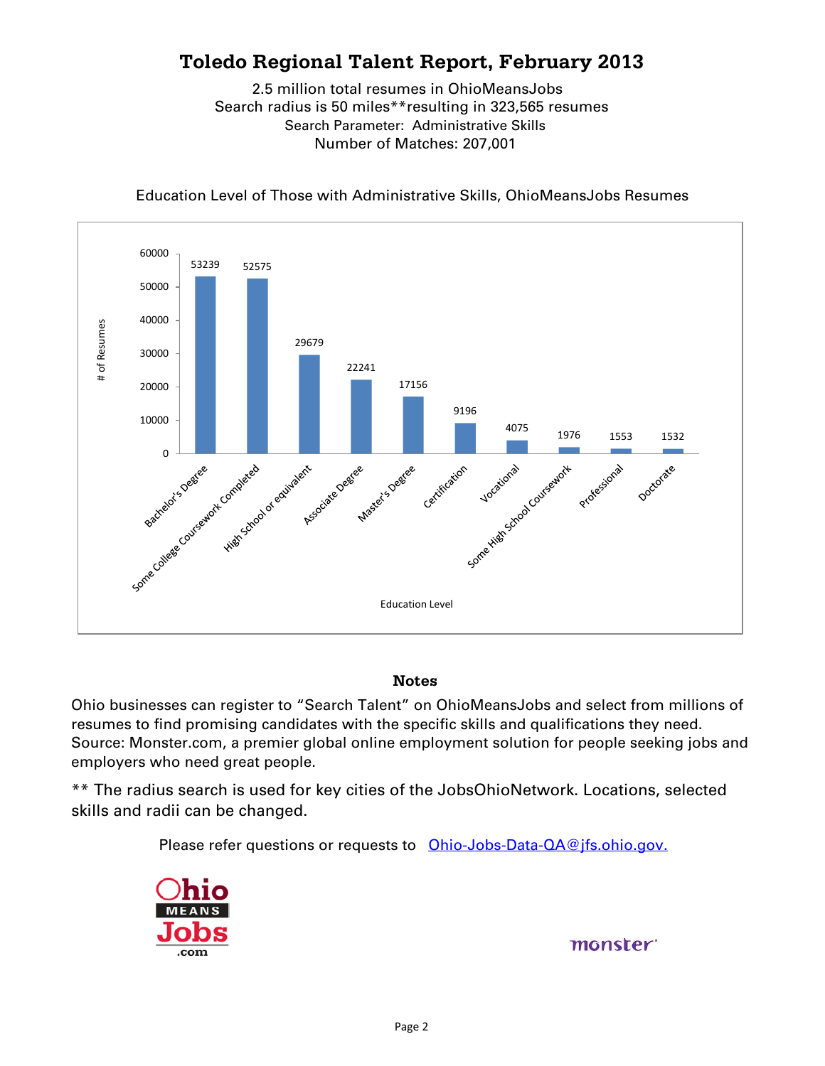# Toledo Regional Talent Report, February 2013

2.5 million total resumes in OhioMeansJobs
Search radius is 50 miles**resulting in 323,565 resumes
Search Parameter: Administrative Skills
Number of Matches: 207,001

Education Level of Those with Administrative Skills, OhioMeansJobs Resumes

# of Resumes

60000
50000
40000
30000
20000
10000
0

Bachelor's Degree 53239
Some College Coursework Completed 52575
High School or equivalent 29679
Associate Degree 22241
Master's Degree 17156
Certification 9196
Vocational 4075
Some High School Coursework 1976
Professional 1553
Doctorate 1532

Education Level

## Notes

Ohio businesses can register to "Search Talent" on OhioMeansJobs and select from millions of resumes to find promising candidates with the specific skills and qualifications they need. Source: Monster.com, a premier global online employment solution for people seeking jobs and employers who need great people.

** The radius search is used for key cities of the JobsOhioNetwork. Locations, selected skills and radii can be changed.

Please refer questions or requests to Ohio-Jobs-Data-QA@jfs.ohio.gov.

Ohio MEANS Jobs .com

monster